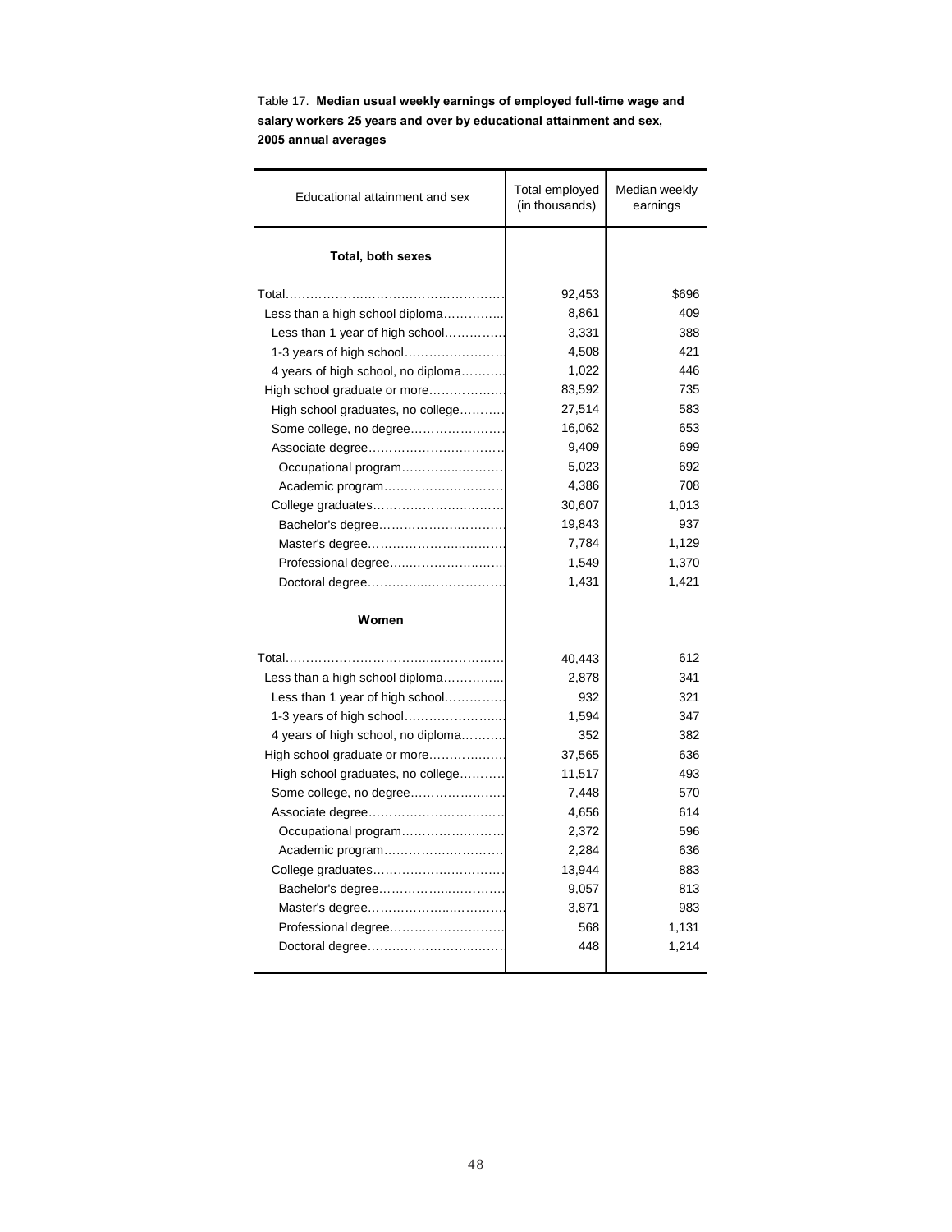Table 17. **Median usual weekly earnings of employed full-time wage and salary workers 25 years and over by educational attainment and sex, 2005 annual averages**

| Educational attainment and sex | Total employed (in thousands) | Median weekly earnings |
|---|---|---|
| **Total, both sexes** | | |
| Total | 92,453 | $696 |
| Less than a high school diploma | 8,861 | 409 |
| Less than 1 year of high school | 3,331 | 388 |
| 1-3 years of high school | 4,508 | 421 |
| 4 years of high school, no diploma | 1,022 | 446 |
| High school graduate or more | 83,592 | 735 |
| High school graduates, no college | 27,514 | 583 |
| Some college, no degree | 16,062 | 653 |
| Associate degree | 9,409 | 699 |
| Occupational program | 5,023 | 692 |
| Academic program | 4,386 | 708 |
| College graduates | 30,607 | 1,013 |
| Bachelor's degree | 19,843 | 937 |
| Master's degree | 7,784 | 1,129 |
| Professional degree | 1,549 | 1,370 |
| Doctoral degree | 1,431 | 1,421 |
| **Women** | | |
| Total | 40,443 | 612 |
| Less than a high school diploma | 2,878 | 341 |
| Less than 1 year of high school | 932 | 321 |
| 1-3 years of high school | 1,594 | 347 |
| 4 years of high school, no diploma | 352 | 382 |
| High school graduate or more | 37,565 | 636 |
| High school graduates, no college | 11,517 | 493 |
| Some college, no degree | 7,448 | 570 |
| Associate degree | 4,656 | 614 |
| Occupational program | 2,372 | 596 |
| Academic program | 2,284 | 636 |
| College graduates | 13,944 | 883 |
| Bachelor's degree | 9,057 | 813 |
| Master's degree | 3,871 | 983 |
| Professional degree | 568 | 1,131 |
| Doctoral degree | 448 | 1,214 |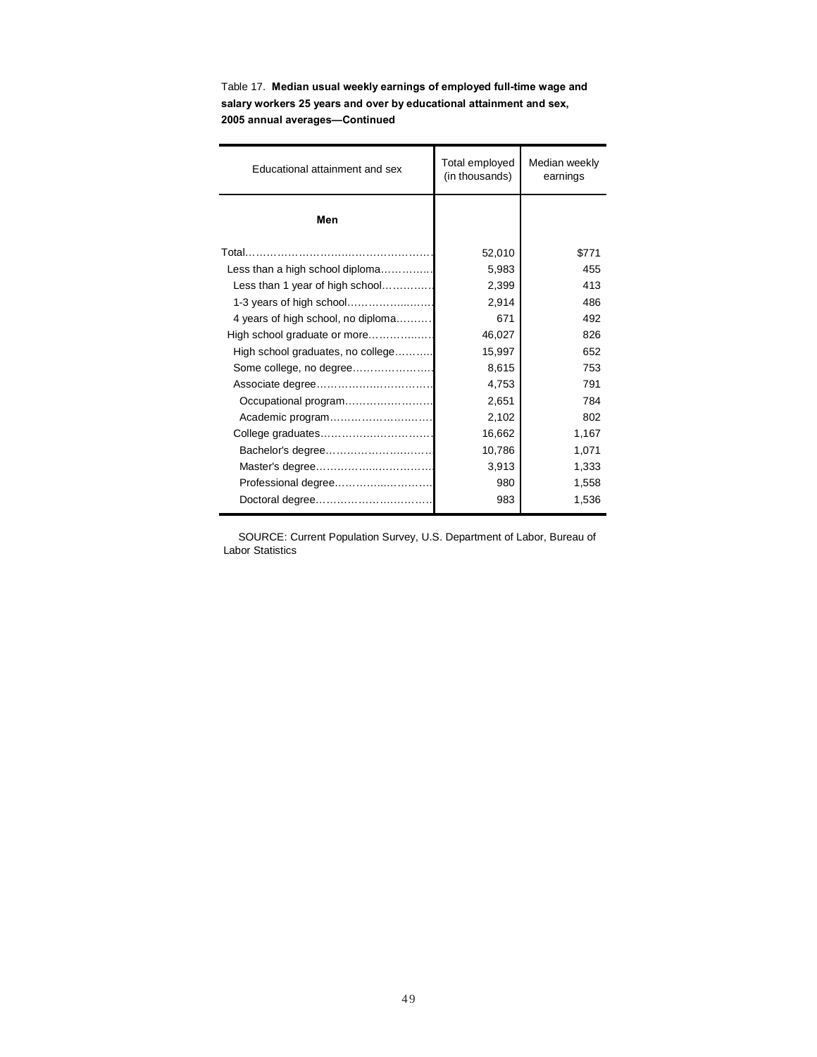Table 17. **Median usual weekly earnings of employed full-time wage and salary workers 25 years and over by educational attainment and sex, 2005 annual averages—Continued**

| Educational attainment and sex | Total employed (in thousands) | Median weekly earnings |
|---|---|---|
| **Men** | | |
| Total | 52,010 | $771 |
| Less than a high school diploma | 5,983 | 455 |
| Less than 1 year of high school | 2,399 | 413 |
| 1-3 years of high school | 2,914 | 486 |
| 4 years of high school, no diploma | 671 | 492 |
| High school graduate or more | 46,027 | 826 |
| High school graduates, no college | 15,997 | 652 |
| Some college, no degree | 8,615 | 753 |
| Associate degree | 4,753 | 791 |
| Occupational program | 2,651 | 784 |
| Academic program | 2,102 | 802 |
| College graduates | 16,662 | 1,167 |
| Bachelor's degree | 10,786 | 1,071 |
| Master's degree | 3,913 | 1,333 |
| Professional degree | 980 | 1,558 |
| Doctoral degree | 983 | 1,536 |

SOURCE: Current Population Survey, U.S. Department of Labor, Bureau of Labor Statistics